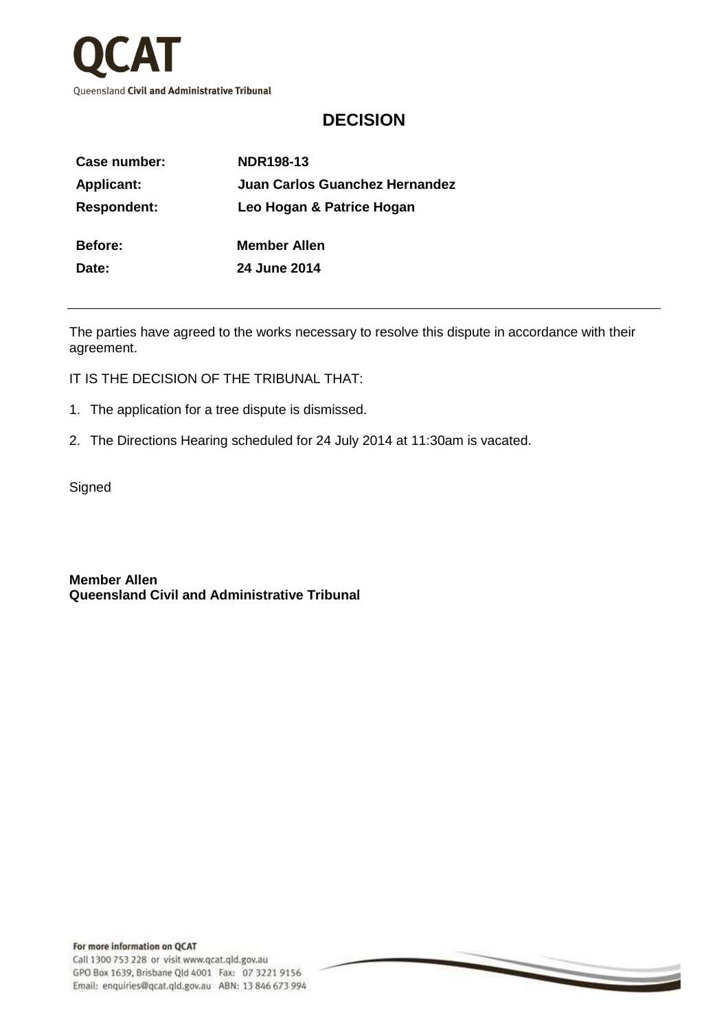QCAT

Queensland **Civil and Administrative Tribunal**

# DECISION

| | |
|---|---|
| **Case number:** | **NDR198-13** |
| **Applicant:** | **Juan Carlos Guanchez Hernandez** |
| **Respondent:** | **Leo Hogan & Patrice Hogan** |
| **Before:** | **Member Allen** |
| **Date:** | **24 June 2014** |

---

The parties have agreed to the works necessary to resolve this dispute in accordance with their agreement.

IT IS THE DECISION OF THE TRIBUNAL THAT:

1. The application for a tree dispute is dismissed.
2. The Directions Hearing scheduled for 24 July 2014 at 11:30am is vacated.

Signed

**Member Allen**
**Queensland Civil and Administrative Tribunal**

**For more information on QCAT**
Call 1300 753 228 or visit www.qcat.qld.gov.au
GPO Box 1639, Brisbane Qld 4001 Fax: 07 3221 9156
Email: enquiries@qcat.qld.gov.au ABN: 13 846 673 994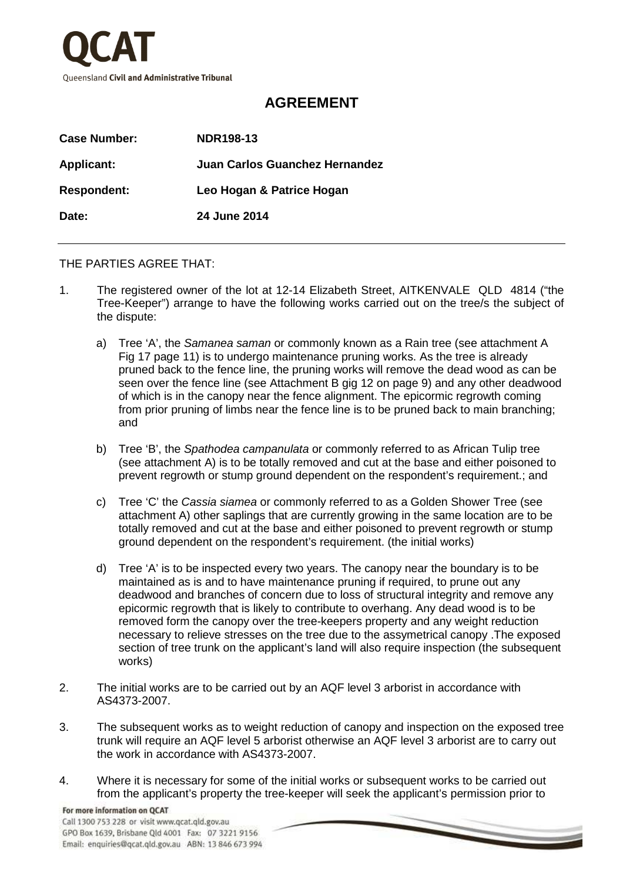# AGREEMENT

**Case Number:** **NDR198-13**

**Applicant:** **Juan Carlos Guanchez Hernandez**

**Respondent:** **Leo Hogan & Patrice Hogan**

**Date:** **24 June 2014**

---

THE PARTIES AGREE THAT:

1. The registered owner of the lot at 12-14 Elizabeth Street, AITKENVALE QLD 4814 ("the Tree-Keeper") arrange to have the following works carried out on the tree/s the subject of the dispute:

   a) Tree 'A', the *Samanea saman* or commonly known as a Rain tree (see attachment A Fig 17 page 11) is to undergo maintenance pruning works. As the tree is already pruned back to the fence line, the pruning works will remove the dead wood as can be seen over the fence line (see Attachment B gig 12 on page 9) and any other deadwood of which is in the canopy near the fence alignment. The epicormic regrowth coming from prior pruning of limbs near the fence line is to be pruned back to main branching; and

   b) Tree 'B', the *Spathodea campanulata* or commonly referred to as African Tulip tree (see attachment A) is to be totally removed and cut at the base and either poisoned to prevent regrowth or stump ground dependent on the respondent's requirement.; and

   c) Tree 'C' the *Cassia siamea* or commonly referred to as a Golden Shower Tree (see attachment A) other saplings that are currently growing in the same location are to be totally removed and cut at the base and either poisoned to prevent regrowth or stump ground dependent on the respondent's requirement. (the initial works)

   d) Tree 'A' is to be inspected every two years. The canopy near the boundary is to be maintained as is and to have maintenance pruning if required, to prune out any deadwood and branches of concern due to loss of structural integrity and remove any epicormic regrowth that is likely to contribute to overhang. Any dead wood is to be removed form the canopy over the tree-keepers property and any weight reduction necessary to relieve stresses on the tree due to the assymetrical canopy .The exposed section of tree trunk on the applicant's land will also require inspection (the subsequent works)

2. The initial works are to be carried out by an AQF level 3 arborist in accordance with AS4373-2007.

3. The subsequent works as to weight reduction of canopy and inspection on the exposed tree trunk will require an AQF level 5 arborist otherwise an AQF level 3 arborist are to carry out the work in accordance with AS4373-2007.

4. Where it is necessary for some of the initial works or subsequent works to be carried out from the applicant's property the tree-keeper will seek the applicant's permission prior to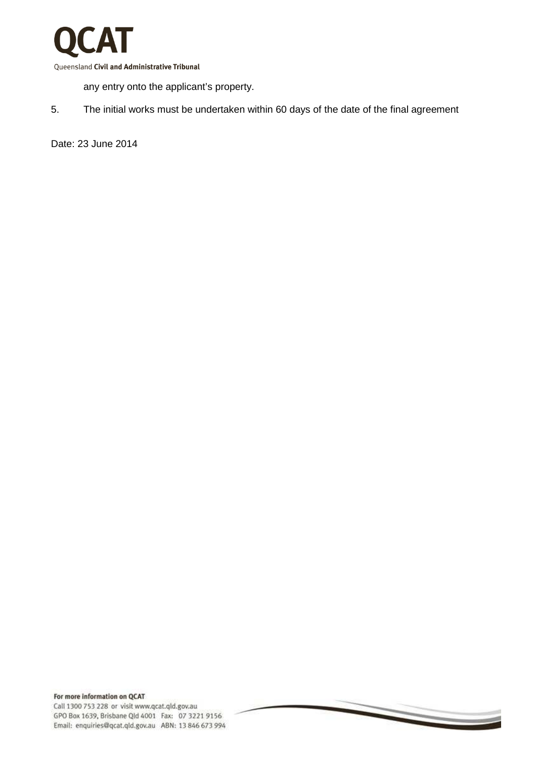any entry onto the applicant's property.

5. The initial works must be undertaken within 60 days of the date of the final agreement

Date: 23 June 2014